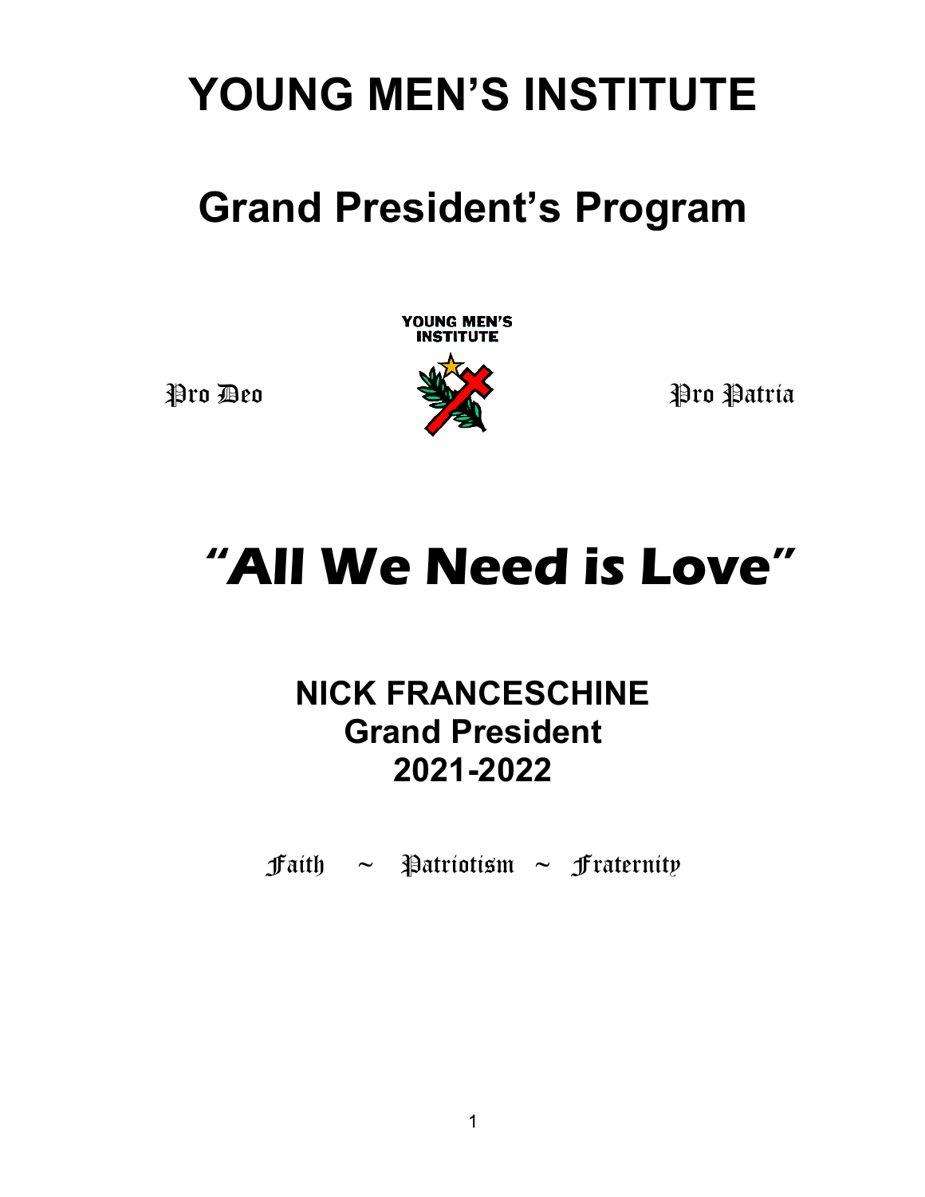# YOUNG MEN'S INSTITUTE

## Grand President's Program

YOUNG MEN'S INSTITUTE

Pro Deo Pro Patria

# "All We Need is Love"

**NICK FRANCESCHINE**
**Grand President**
**2021-2022**

Faith ~ Patriotism ~ Fraternity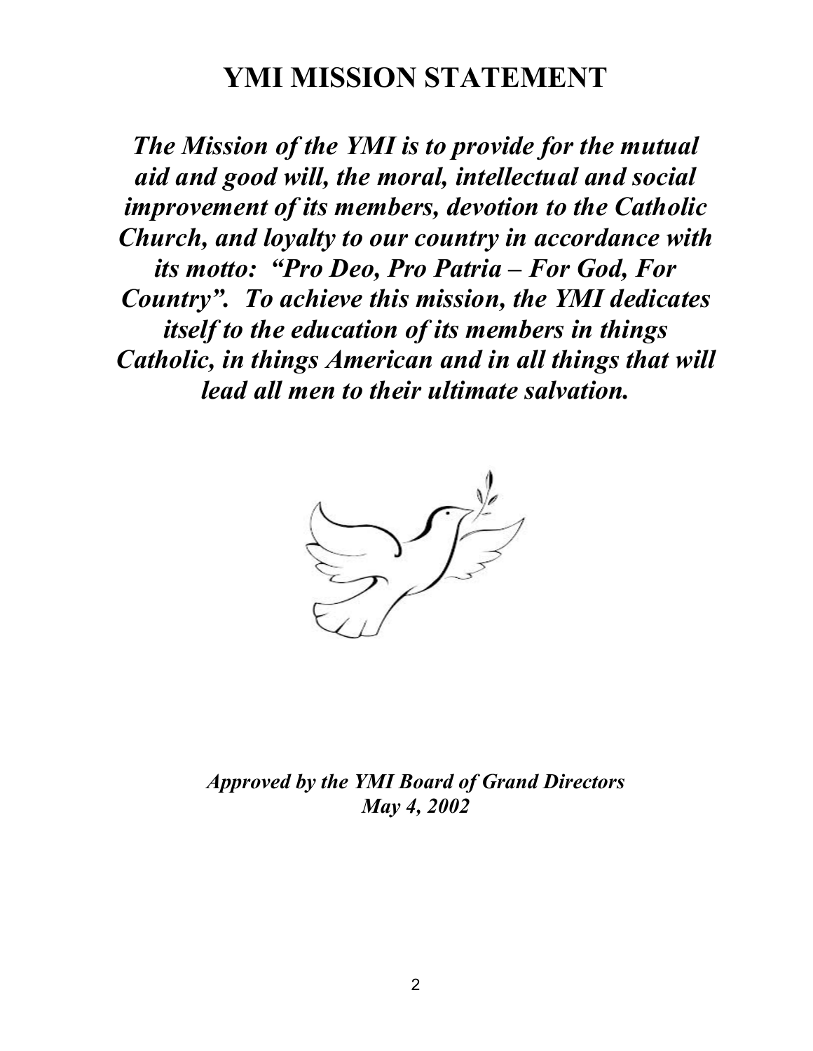# YMI MISSION STATEMENT

***The Mission of the YMI is to provide for the mutual aid and good will, the moral, intellectual and social improvement of its members, devotion to the Catholic Church, and loyalty to our country in accordance with its motto: "Pro Deo, Pro Patria – For God, For Country". To achieve this mission, the YMI dedicates itself to the education of its members in things Catholic, in things American and in all things that will lead all men to their ultimate salvation.***

***Approved by the YMI Board of Grand Directors***
***May 4, 2002***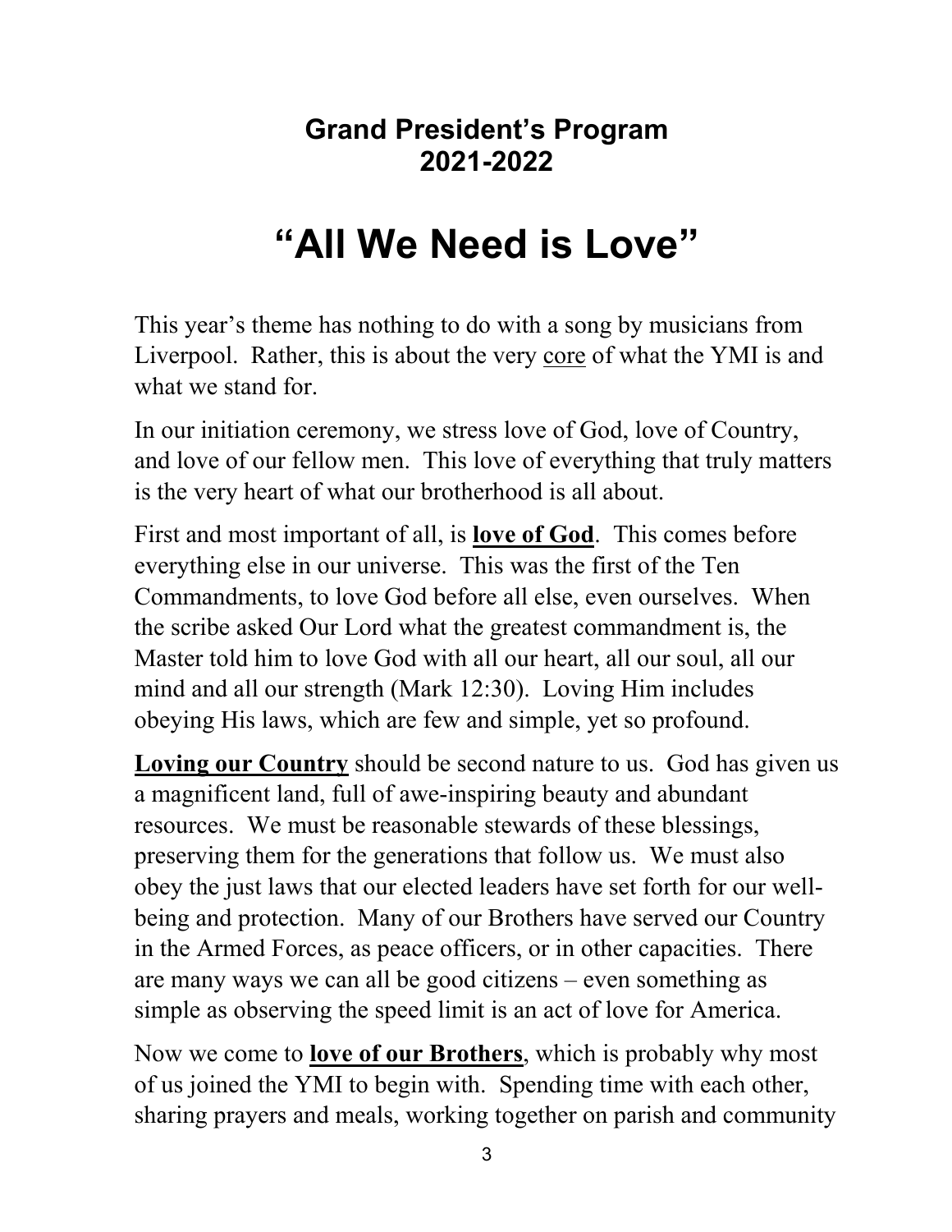## Grand President's Program 2021-2022

# "All We Need is Love"

This year's theme has nothing to do with a song by musicians from Liverpool. Rather, this is about the very <u>core</u> of what the YMI is and what we stand for.

In our initiation ceremony, we stress love of God, love of Country, and love of our fellow men. This love of everything that truly matters is the very heart of what our brotherhood is all about.

First and most important of all, is **<u>love of God</u>**. This comes before everything else in our universe. This was the first of the Ten Commandments, to love God before all else, even ourselves. When the scribe asked Our Lord what the greatest commandment is, the Master told him to love God with all our heart, all our soul, all our mind and all our strength (Mark 12:30). Loving Him includes obeying His laws, which are few and simple, yet so profound.

**<u>Loving our Country</u>** should be second nature to us. God has given us a magnificent land, full of awe-inspiring beauty and abundant resources. We must be reasonable stewards of these blessings, preserving them for the generations that follow us. We must also obey the just laws that our elected leaders have set forth for our well-being and protection. Many of our Brothers have served our Country in the Armed Forces, as peace officers, or in other capacities. There are many ways we can all be good citizens – even something as simple as observing the speed limit is an act of love for America.

Now we come to **<u>love of our Brothers</u>**, which is probably why most of us joined the YMI to begin with. Spending time with each other, sharing prayers and meals, working together on parish and community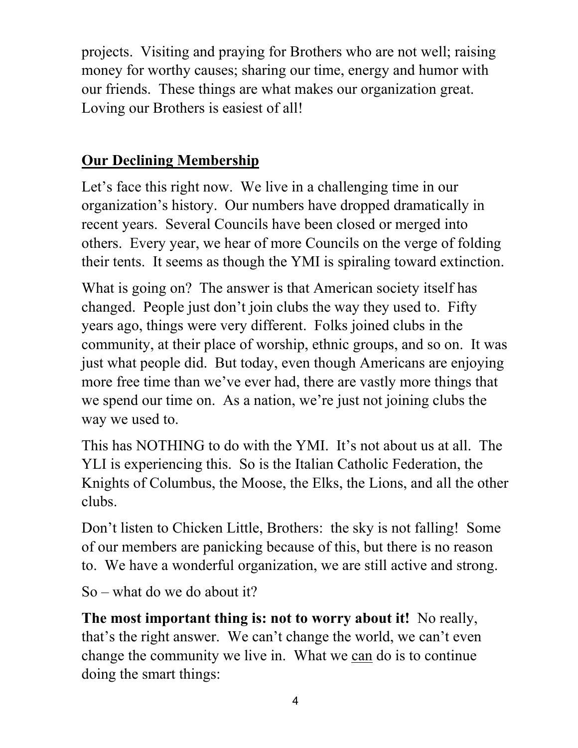projects. Visiting and praying for Brothers who are not well; raising money for worthy causes; sharing our time, energy and humor with our friends. These things are what makes our organization great. Loving our Brothers is easiest of all!

## <u>Our Declining Membership</u>

Let's face this right now. We live in a challenging time in our organization's history. Our numbers have dropped dramatically in recent years. Several Councils have been closed or merged into others. Every year, we hear of more Councils on the verge of folding their tents. It seems as though the YMI is spiraling toward extinction.

What is going on? The answer is that American society itself has changed. People just don't join clubs the way they used to. Fifty years ago, things were very different. Folks joined clubs in the community, at their place of worship, ethnic groups, and so on. It was just what people did. But today, even though Americans are enjoying more free time than we've ever had, there are vastly more things that we spend our time on. As a nation, we're just not joining clubs the way we used to.

This has NOTHING to do with the YMI. It's not about us at all. The YLI is experiencing this. So is the Italian Catholic Federation, the Knights of Columbus, the Moose, the Elks, the Lions, and all the other clubs.

Don't listen to Chicken Little, Brothers: the sky is not falling! Some of our members are panicking because of this, but there is no reason to. We have a wonderful organization, we are still active and strong.

So – what do we do about it?

**The most important thing is: not to worry about it!** No really, that's the right answer. We can't change the world, we can't even change the community we live in. What we <u>can</u> do is to continue doing the smart things: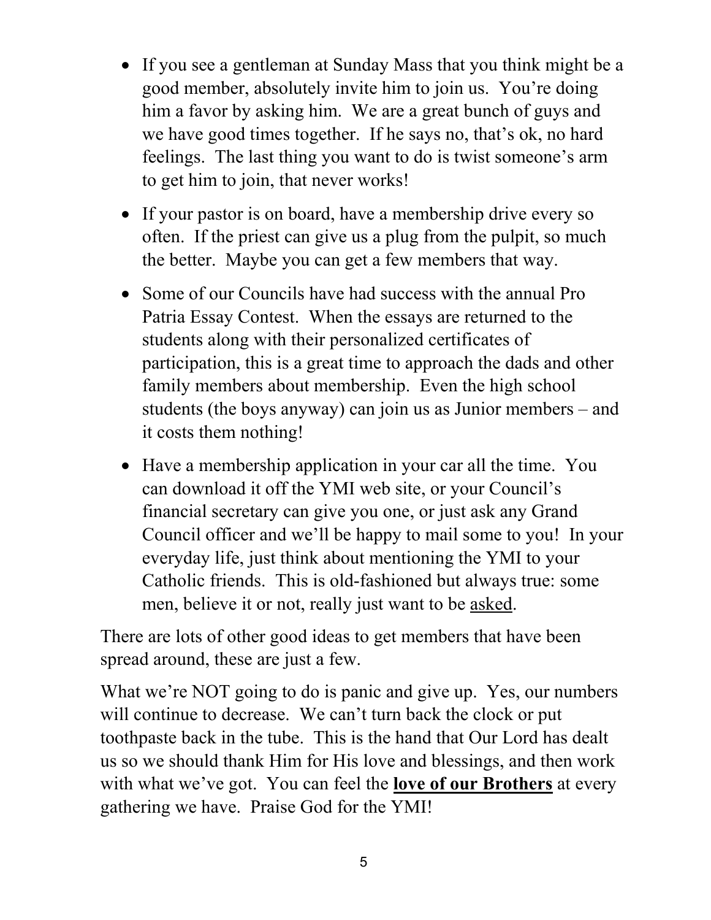- If you see a gentleman at Sunday Mass that you think might be a good member, absolutely invite him to join us. You're doing him a favor by asking him. We are a great bunch of guys and we have good times together. If he says no, that's ok, no hard feelings. The last thing you want to do is twist someone's arm to get him to join, that never works!
- If your pastor is on board, have a membership drive every so often. If the priest can give us a plug from the pulpit, so much the better. Maybe you can get a few members that way.
- Some of our Councils have had success with the annual Pro Patria Essay Contest. When the essays are returned to the students along with their personalized certificates of participation, this is a great time to approach the dads and other family members about membership. Even the high school students (the boys anyway) can join us as Junior members – and it costs them nothing!
- Have a membership application in your car all the time. You can download it off the YMI web site, or your Council's financial secretary can give you one, or just ask any Grand Council officer and we'll be happy to mail some to you! In your everyday life, just think about mentioning the YMI to your Catholic friends. This is old-fashioned but always true: some men, believe it or not, really just want to be <u>asked</u>.

There are lots of other good ideas to get members that have been spread around, these are just a few.

What we're NOT going to do is panic and give up. Yes, our numbers will continue to decrease. We can't turn back the clock or put toothpaste back in the tube. This is the hand that Our Lord has dealt us so we should thank Him for His love and blessings, and then work with what we've got. You can feel the <u>**love of our Brothers**</u> at every gathering we have. Praise God for the YMI!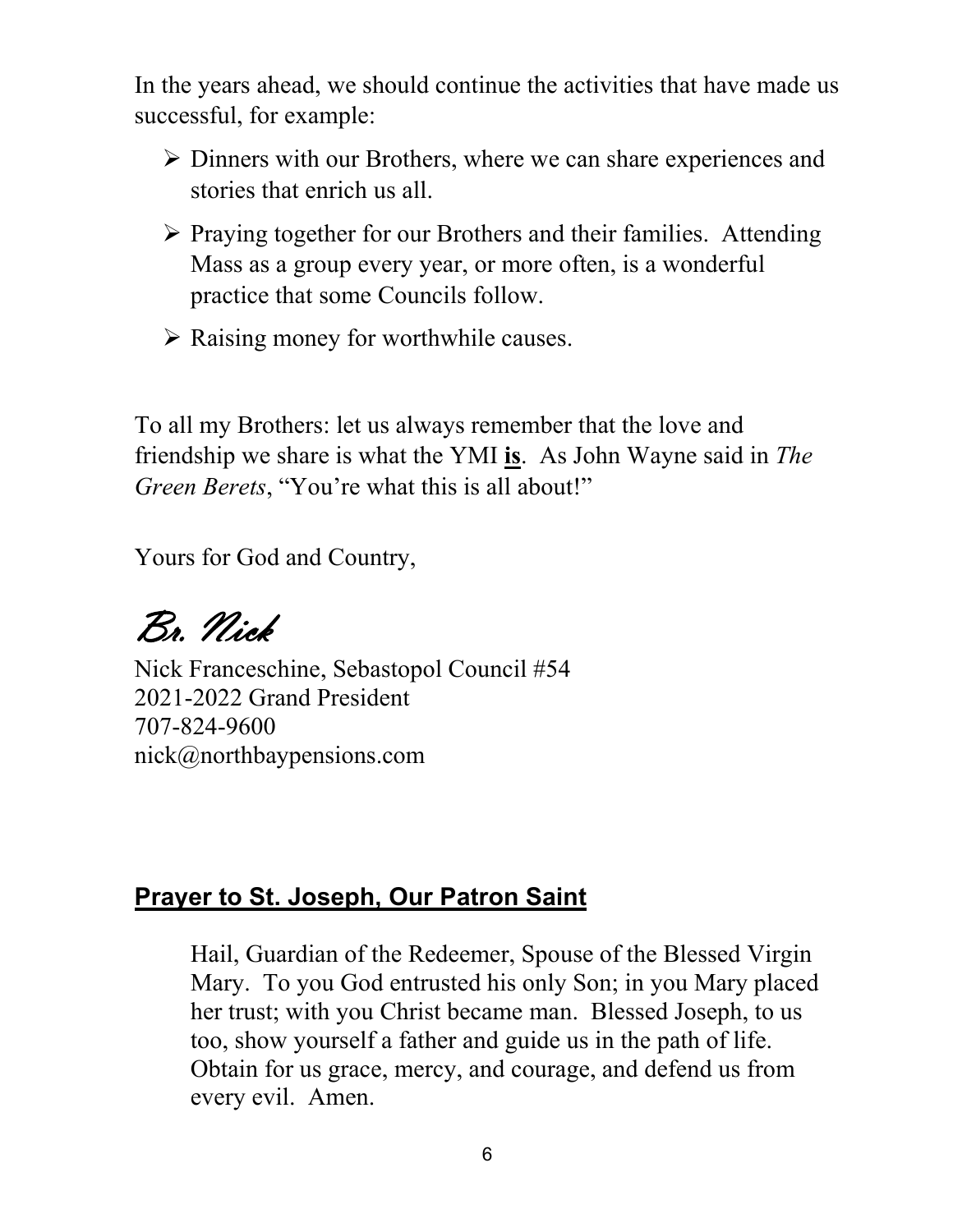In the years ahead, we should continue the activities that have made us successful, for example:

- Dinners with our Brothers, where we can share experiences and stories that enrich us all.
- Praying together for our Brothers and their families. Attending Mass as a group every year, or more often, is a wonderful practice that some Councils follow.
- Raising money for worthwhile causes.

To all my Brothers: let us always remember that the love and friendship we share is what the YMI **is**. As John Wayne said in *The Green Berets*, "You're what this is all about!"

Yours for God and Country,

*Br. Nick*

Nick Franceschine, Sebastopol Council #54
2021-2022 Grand President
707-824-9600
nick@northbaypensions.com

## Prayer to St. Joseph, Our Patron Saint

> Hail, Guardian of the Redeemer, Spouse of the Blessed Virgin Mary. To you God entrusted his only Son; in you Mary placed her trust; with you Christ became man. Blessed Joseph, to us too, show yourself a father and guide us in the path of life. Obtain for us grace, mercy, and courage, and defend us from every evil. Amen.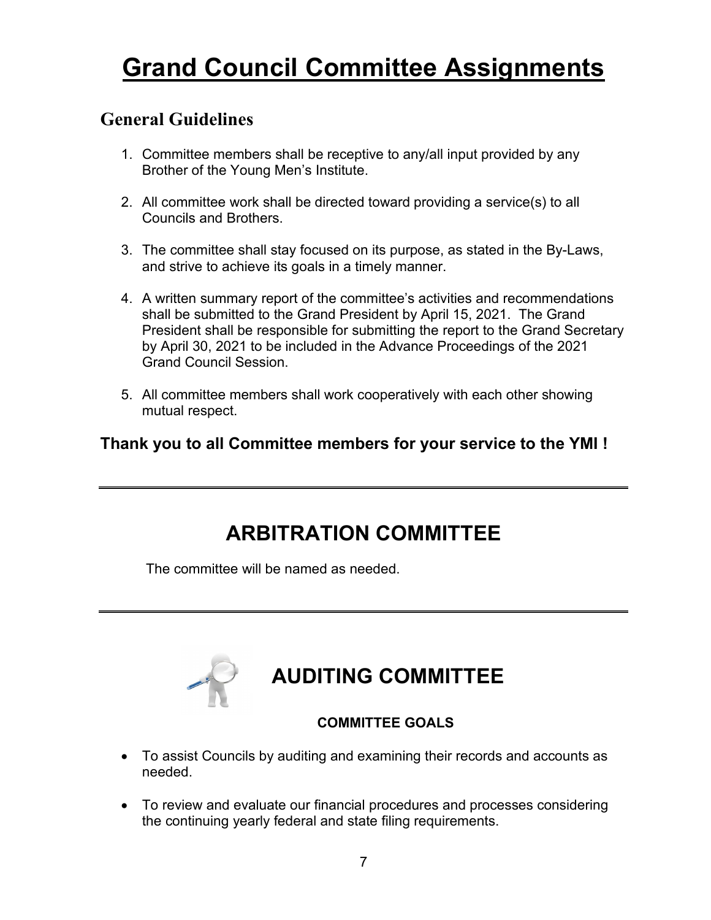# Grand Council Committee Assignments

## General Guidelines

1. Committee members shall be receptive to any/all input provided by any Brother of the Young Men's Institute.

2. All committee work shall be directed toward providing a service(s) to all Councils and Brothers.

3. The committee shall stay focused on its purpose, as stated in the By-Laws, and strive to achieve its goals in a timely manner.

4. A written summary report of the committee's activities and recommendations shall be submitted to the Grand President by April 15, 2021. The Grand President shall be responsible for submitting the report to the Grand Secretary by April 30, 2021 to be included in the Advance Proceedings of the 2021 Grand Council Session.

5. All committee members shall work cooperatively with each other showing mutual respect.

**Thank you to all Committee members for your service to the YMI !**

---

## ARBITRATION COMMITTEE

The committee will be named as needed.

---

## AUDITING COMMITTEE

**COMMITTEE GOALS**

- To assist Councils by auditing and examining their records and accounts as needed.
- To review and evaluate our financial procedures and processes considering the continuing yearly federal and state filing requirements.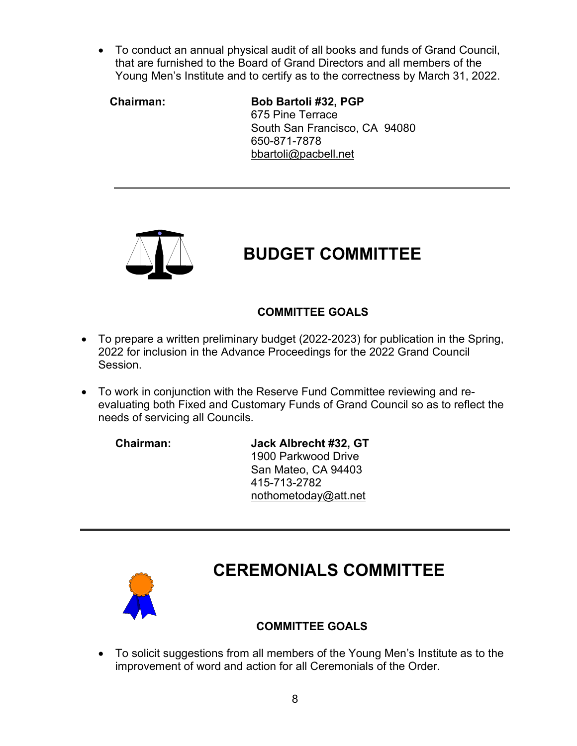- To conduct an annual physical audit of all books and funds of Grand Council, that are furnished to the Board of Grand Directors and all members of the Young Men's Institute and to certify as to the correctness by March 31, 2022.

**Chairman:** **Bob Bartoli #32, PGP**
675 Pine Terrace
South San Francisco, CA 94080
650-871-7878
bbartoli@pacbell.net

---

## BUDGET COMMITTEE

### COMMITTEE GOALS

- To prepare a written preliminary budget (2022-2023) for publication in the Spring, 2022 for inclusion in the Advance Proceedings for the 2022 Grand Council Session.
- To work in conjunction with the Reserve Fund Committee reviewing and re-evaluating both Fixed and Customary Funds of Grand Council so as to reflect the needs of servicing all Councils.

**Chairman:** **Jack Albrecht #32, GT**
1900 Parkwood Drive
San Mateo, CA 94403
415-713-2782
nothometoday@att.net

---

## CEREMONIALS COMMITTEE

### COMMITTEE GOALS

- To solicit suggestions from all members of the Young Men's Institute as to the improvement of word and action for all Ceremonials of the Order.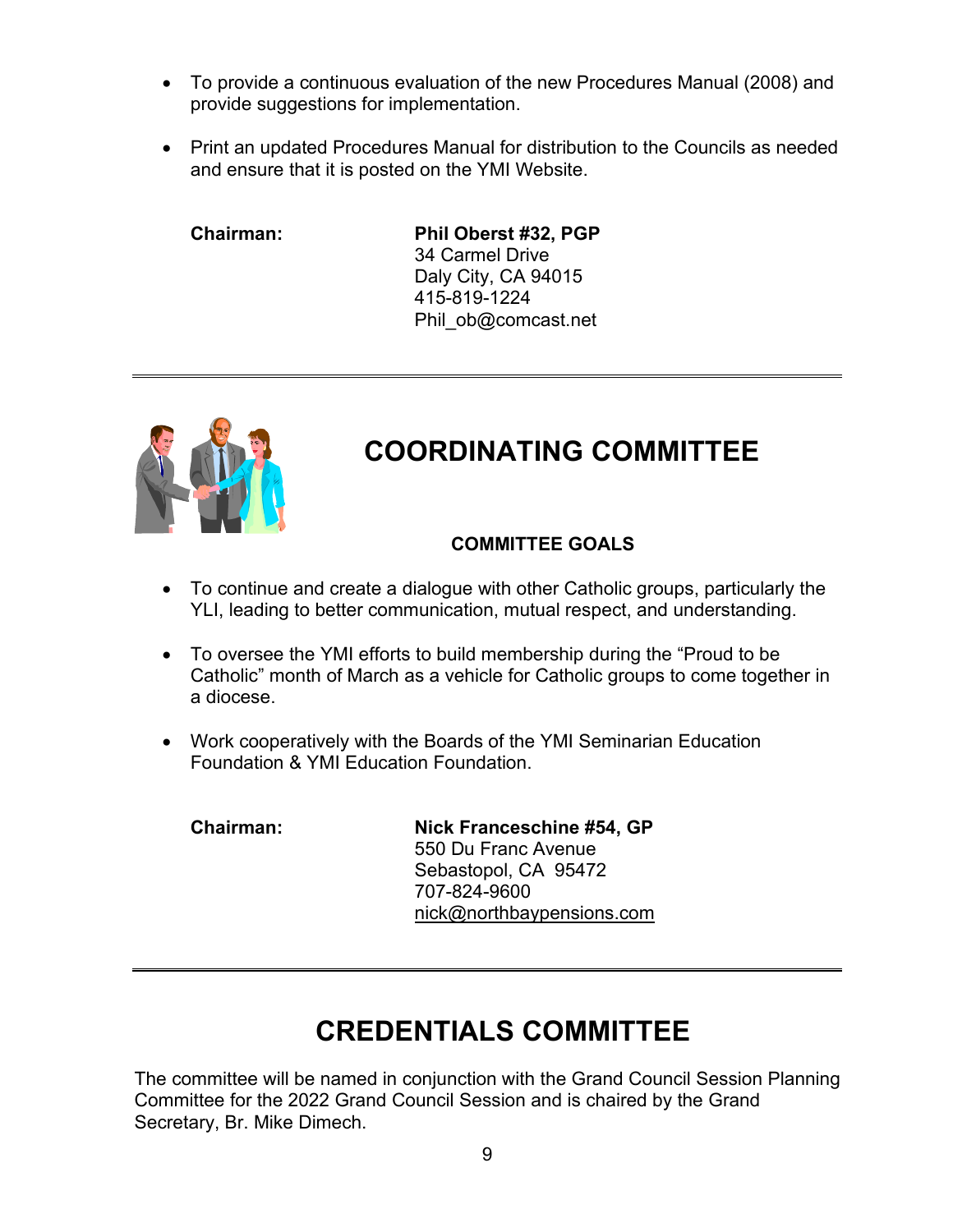- To provide a continuous evaluation of the new Procedures Manual (2008) and provide suggestions for implementation.

- Print an updated Procedures Manual for distribution to the Councils as needed and ensure that it is posted on the YMI Website.

**Chairman:** **Phil Oberst #32, PGP**
34 Carmel Drive
Daly City, CA 94015
415-819-1224
Phil_ob@comcast.net

---

# COORDINATING COMMITTEE

### COMMITTEE GOALS

- To continue and create a dialogue with other Catholic groups, particularly the YLI, leading to better communication, mutual respect, and understanding.

- To oversee the YMI efforts to build membership during the "Proud to be Catholic" month of March as a vehicle for Catholic groups to come together in a diocese.

- Work cooperatively with the Boards of the YMI Seminarian Education Foundation & YMI Education Foundation.

**Chairman:** **Nick Franceschine #54, GP**
550 Du Franc Avenue
Sebastopol, CA 95472
707-824-9600
nick@northbaypensions.com

---

# CREDENTIALS COMMITTEE

The committee will be named in conjunction with the Grand Council Session Planning Committee for the 2022 Grand Council Session and is chaired by the Grand Secretary, Br. Mike Dimech.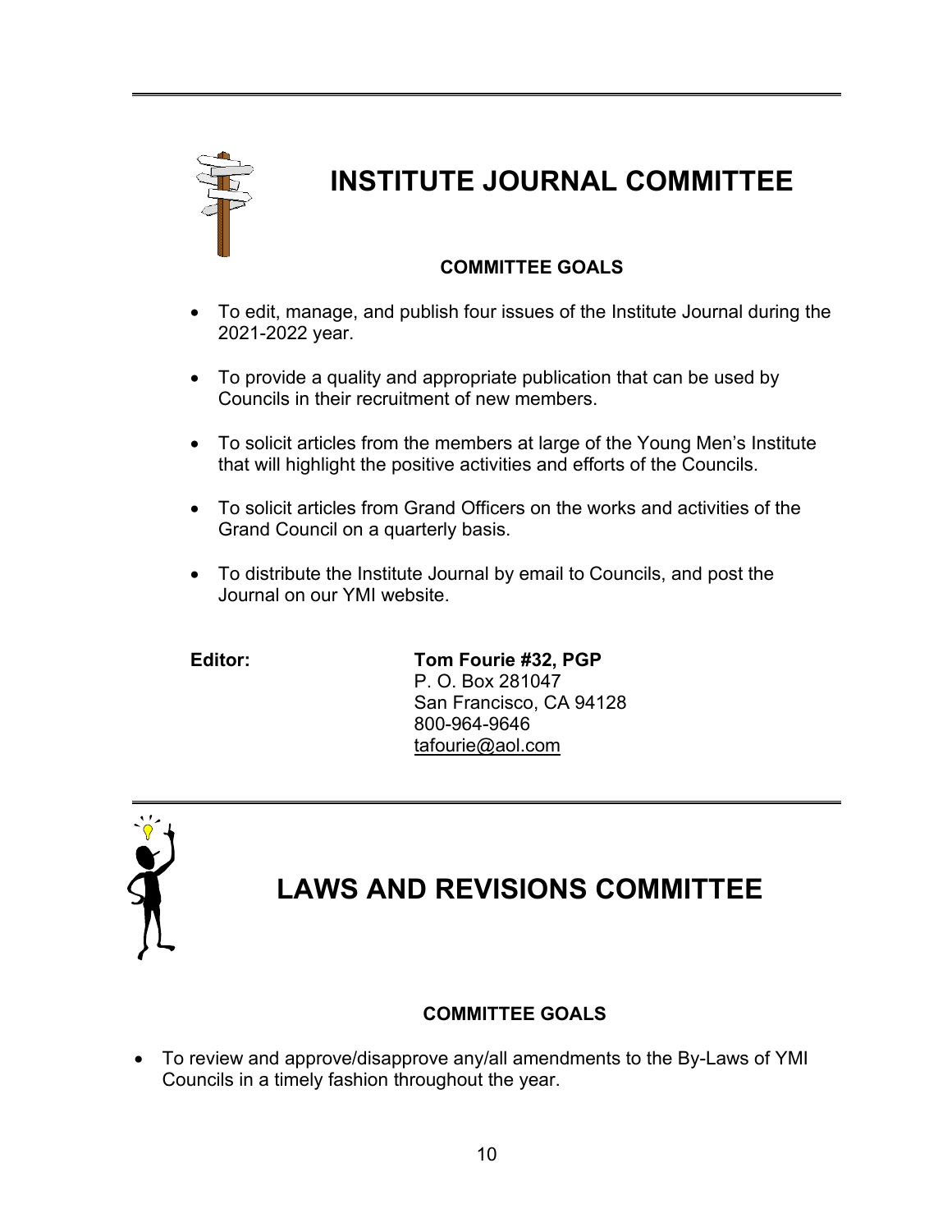# INSTITUTE JOURNAL COMMITTEE

### COMMITTEE GOALS

- To edit, manage, and publish four issues of the Institute Journal during the 2021-2022 year.
- To provide a quality and appropriate publication that can be used by Councils in their recruitment of new members.
- To solicit articles from the members at large of the Young Men's Institute that will highlight the positive activities and efforts of the Councils.
- To solicit articles from Grand Officers on the works and activities of the Grand Council on a quarterly basis.
- To distribute the Institute Journal by email to Councils, and post the Journal on our YMI website.

**Editor:** **Tom Fourie #32, PGP**
P. O. Box 281047
San Francisco, CA 94128
800-964-9646
tafourie@aol.com

# LAWS AND REVISIONS COMMITTEE

### COMMITTEE GOALS

- To review and approve/disapprove any/all amendments to the By-Laws of YMI Councils in a timely fashion throughout the year.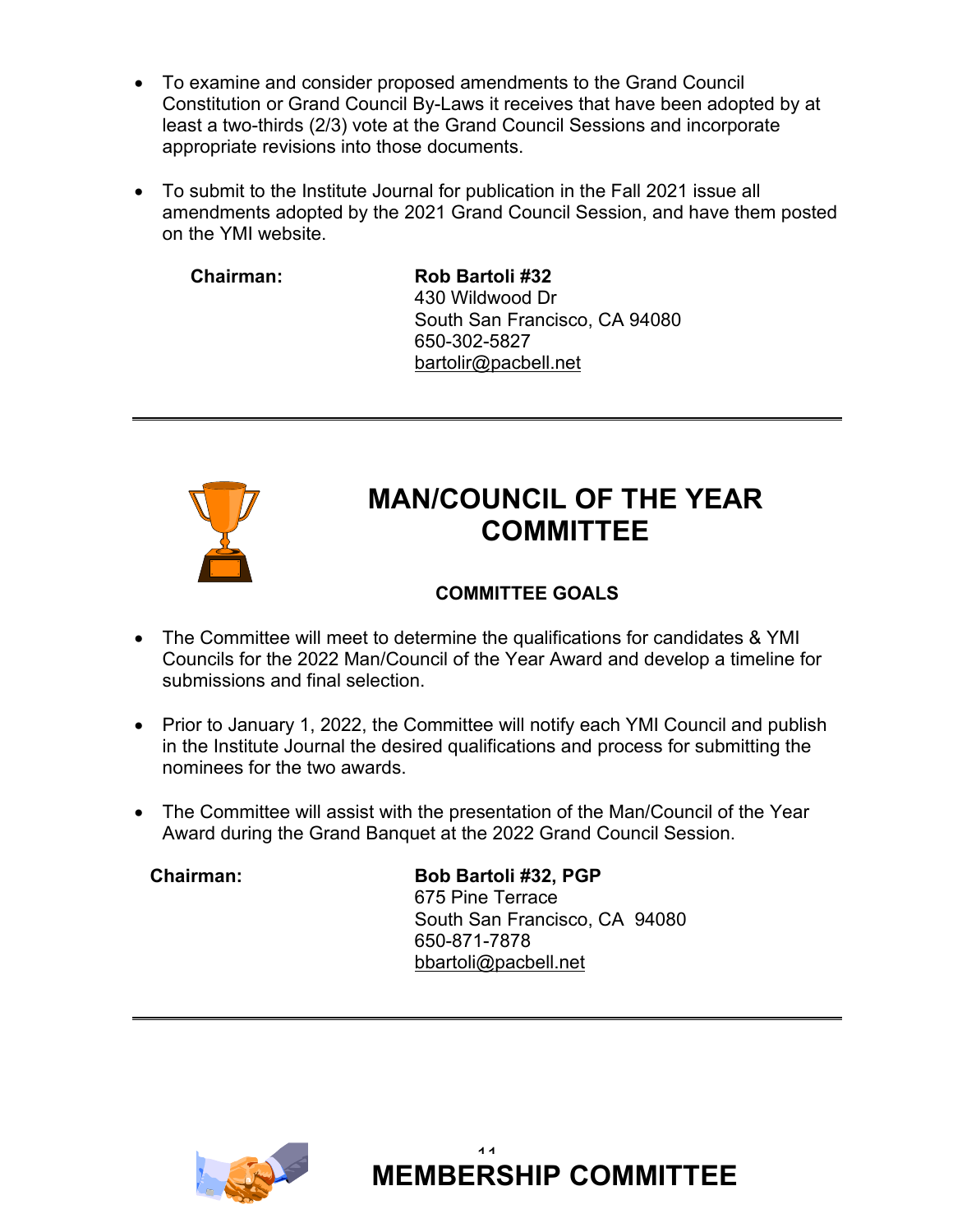- To examine and consider proposed amendments to the Grand Council Constitution or Grand Council By-Laws it receives that have been adopted by at least a two-thirds (2/3) vote at the Grand Council Sessions and incorporate appropriate revisions into those documents.

- To submit to the Institute Journal for publication in the Fall 2021 issue all amendments adopted by the 2021 Grand Council Session, and have them posted on the YMI website.

**Chairman:** **Rob Bartoli #32**
430 Wildwood Dr
South San Francisco, CA 94080
650-302-5827
bartolir@pacbell.net

---

## MAN/COUNCIL OF THE YEAR COMMITTEE

### COMMITTEE GOALS

- The Committee will meet to determine the qualifications for candidates & YMI Councils for the 2022 Man/Council of the Year Award and develop a timeline for submissions and final selection.

- Prior to January 1, 2022, the Committee will notify each YMI Council and publish in the Institute Journal the desired qualifications and process for submitting the nominees for the two awards.

- The Committee will assist with the presentation of the Man/Council of the Year Award during the Grand Banquet at the 2022 Grand Council Session.

**Chairman:** **Bob Bartoli #32, PGP**
675 Pine Terrace
South San Francisco, CA 94080
650-871-7878
bbartoli@pacbell.net

---

## MEMBERSHIP COMMITTEE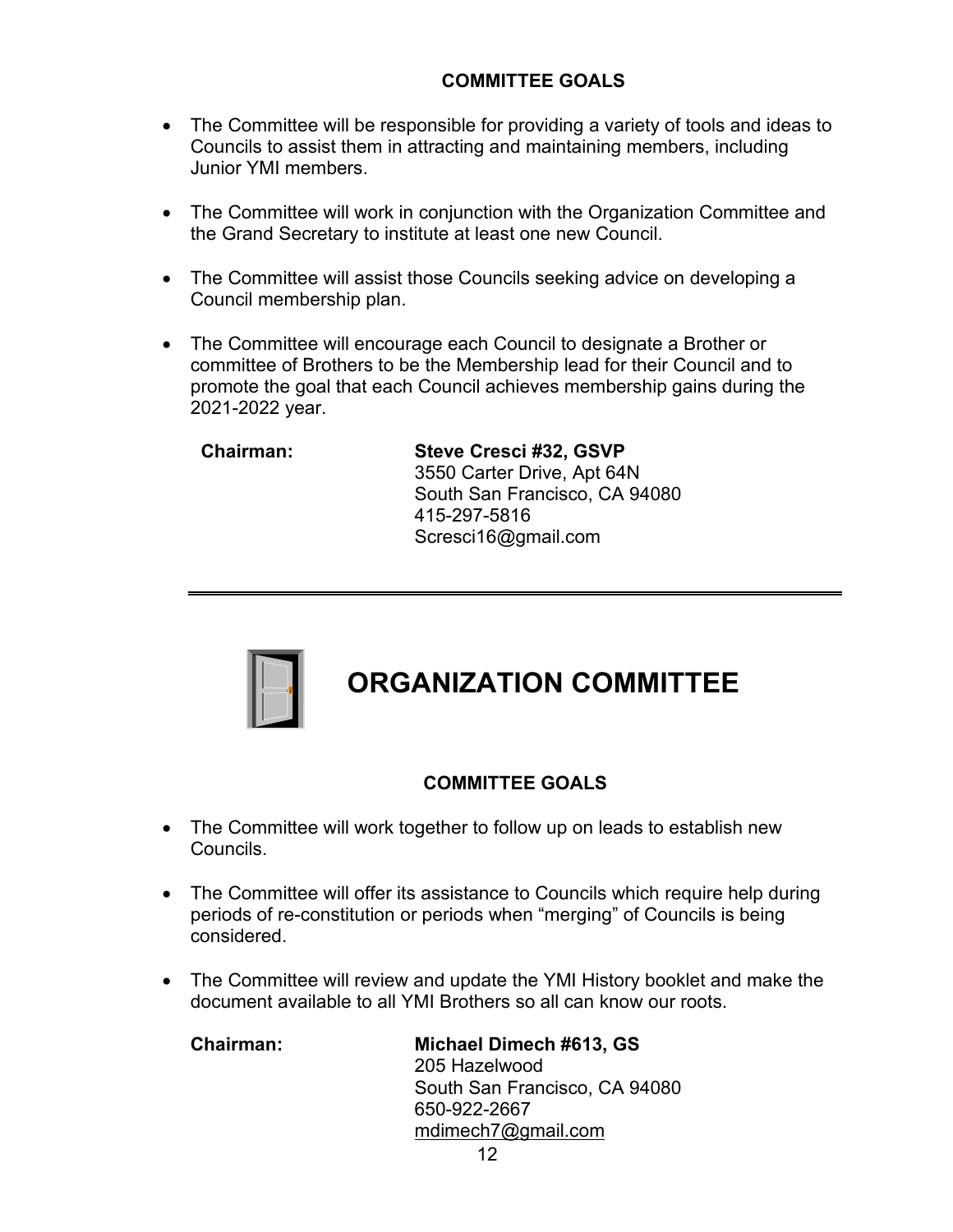### COMMITTEE GOALS

- The Committee will be responsible for providing a variety of tools and ideas to Councils to assist them in attracting and maintaining members, including Junior YMI members.
- The Committee will work in conjunction with the Organization Committee and the Grand Secretary to institute at least one new Council.
- The Committee will assist those Councils seeking advice on developing a Council membership plan.
- The Committee will encourage each Council to designate a Brother or committee of Brothers to be the Membership lead for their Council and to promote the goal that each Council achieves membership gains during the 2021-2022 year.

**Chairman:** **Steve Cresci #32, GSVP**
3550 Carter Drive, Apt 64N
South San Francisco, CA 94080
415-297-5816
Scresci16@gmail.com

---

# ORGANIZATION COMMITTEE

### COMMITTEE GOALS

- The Committee will work together to follow up on leads to establish new Councils.
- The Committee will offer its assistance to Councils which require help during periods of re-constitution or periods when "merging" of Councils is being considered.
- The Committee will review and update the YMI History booklet and make the document available to all YMI Brothers so all can know our roots.

**Chairman:** **Michael Dimech #613, GS**
205 Hazelwood
South San Francisco, CA 94080
650-922-2667
mdimech7@gmail.com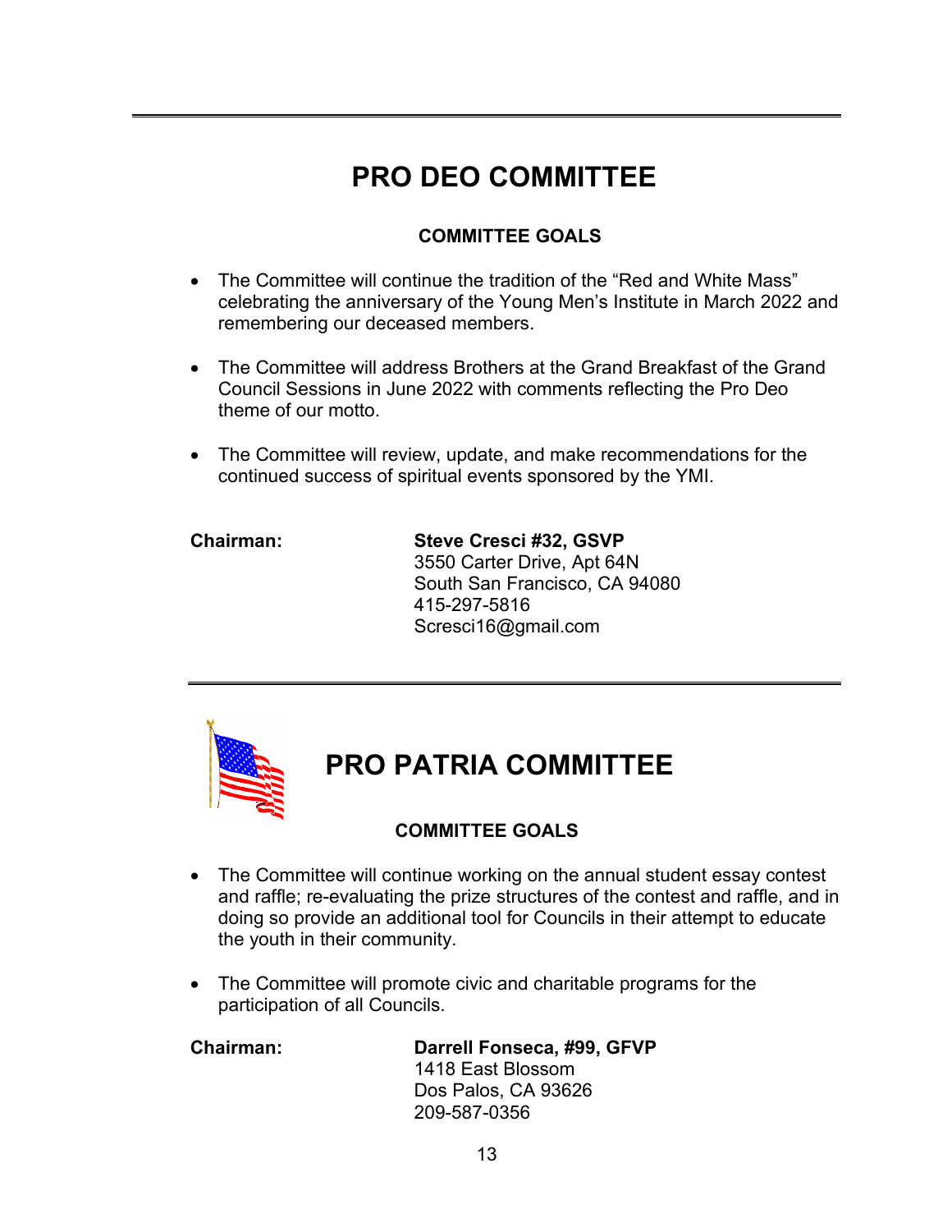---

# PRO DEO COMMITTEE

### COMMITTEE GOALS

- The Committee will continue the tradition of the "Red and White Mass" celebrating the anniversary of the Young Men's Institute in March 2022 and remembering our deceased members.

- The Committee will address Brothers at the Grand Breakfast of the Grand Council Sessions in June 2022 with comments reflecting the Pro Deo theme of our motto.

- The Committee will review, update, and make recommendations for the continued success of spiritual events sponsored by the YMI.

**Chairman:** **Steve Cresci #32, GSVP**
3550 Carter Drive, Apt 64N
South San Francisco, CA 94080
415-297-5816
Scresci16@gmail.com

---

# PRO PATRIA COMMITTEE

### COMMITTEE GOALS

- The Committee will continue working on the annual student essay contest and raffle; re-evaluating the prize structures of the contest and raffle, and in doing so provide an additional tool for Councils in their attempt to educate the youth in their community.

- The Committee will promote civic and charitable programs for the participation of all Councils.

**Chairman:** **Darrell Fonseca, #99, GFVP**
1418 East Blossom
Dos Palos, CA 93626
209-587-0356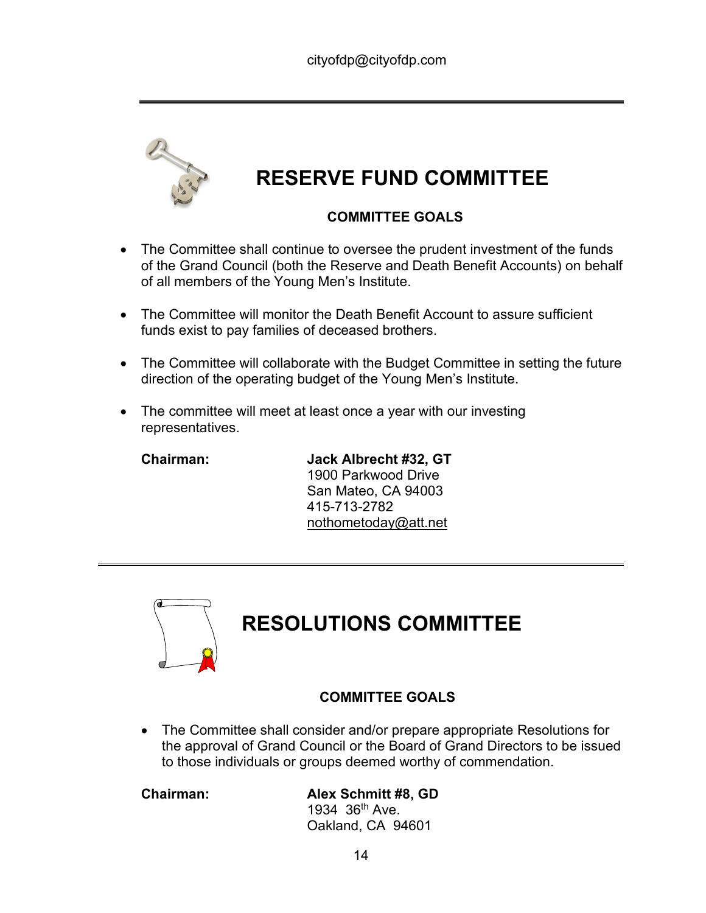cityofdp@cityofdp.com

# RESERVE FUND COMMITTEE

### COMMITTEE GOALS

- The Committee shall continue to oversee the prudent investment of the funds of the Grand Council (both the Reserve and Death Benefit Accounts) on behalf of all members of the Young Men's Institute.
- The Committee will monitor the Death Benefit Account to assure sufficient funds exist to pay families of deceased brothers.
- The Committee will collaborate with the Budget Committee in setting the future direction of the operating budget of the Young Men's Institute.
- The committee will meet at least once a year with our investing representatives.

**Chairman:** **Jack Albrecht #32, GT**
1900 Parkwood Drive
San Mateo, CA 94003
415-713-2782
nothometoday@att.net

# RESOLUTIONS COMMITTEE

### COMMITTEE GOALS

- The Committee shall consider and/or prepare appropriate Resolutions for the approval of Grand Council or the Board of Grand Directors to be issued to those individuals or groups deemed worthy of commendation.

**Chairman:** **Alex Schmitt #8, GD**
1934 36th Ave.
Oakland, CA 94601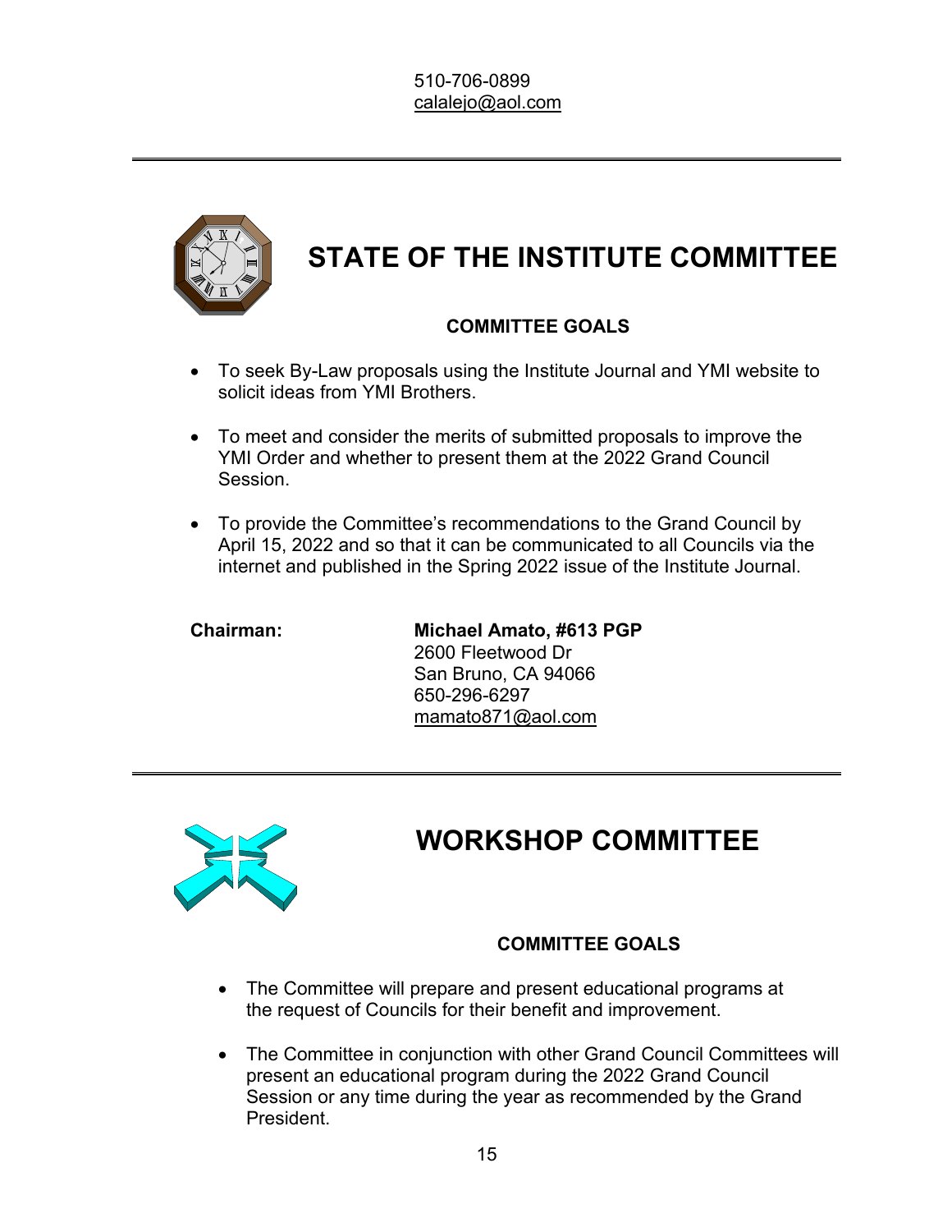510-706-0899
calalejo@aol.com

---

## STATE OF THE INSTITUTE COMMITTEE

### COMMITTEE GOALS

- To seek By-Law proposals using the Institute Journal and YMI website to solicit ideas from YMI Brothers.
- To meet and consider the merits of submitted proposals to improve the YMI Order and whether to present them at the 2022 Grand Council Session.
- To provide the Committee's recommendations to the Grand Council by April 15, 2022 and so that it can be communicated to all Councils via the internet and published in the Spring 2022 issue of the Institute Journal.

**Chairman:** **Michael Amato, #613 PGP**
2600 Fleetwood Dr
San Bruno, CA 94066
650-296-6297
mamato871@aol.com

---

## WORKSHOP COMMITTEE

### COMMITTEE GOALS

- The Committee will prepare and present educational programs at the request of Councils for their benefit and improvement.
- The Committee in conjunction with other Grand Council Committees will present an educational program during the 2022 Grand Council Session or any time during the year as recommended by the Grand President.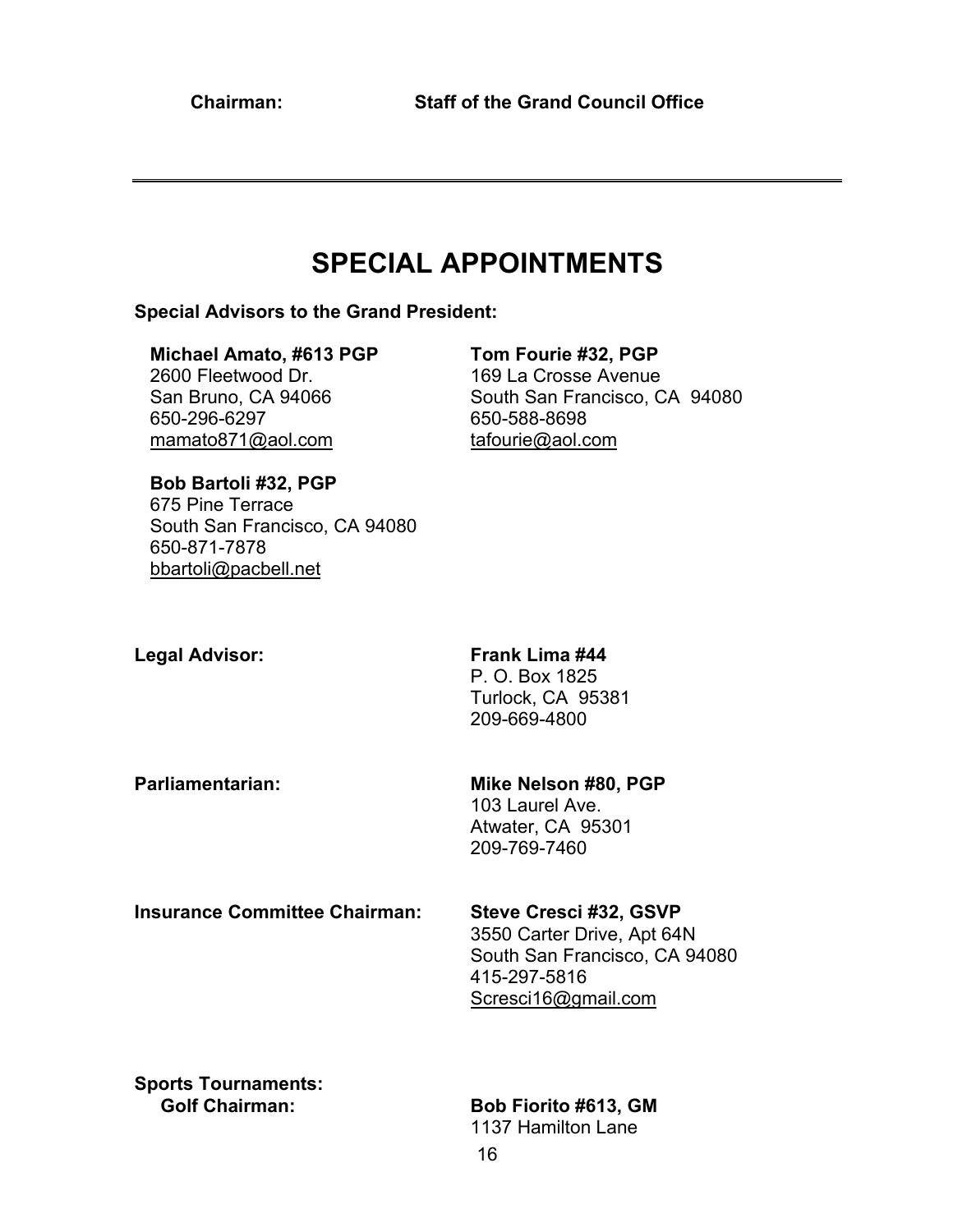**Chairman:** **Staff of the Grand Council Office**

---

# SPECIAL APPOINTMENTS

**Special Advisors to the Grand President:**

**Michael Amato, #613 PGP**
2600 Fleetwood Dr.
San Bruno, CA 94066
650-296-6297
mamato871@aol.com

**Tom Fourie #32, PGP**
169 La Crosse Avenue
South San Francisco, CA 94080
650-588-8698
tafourie@aol.com

**Bob Bartoli #32, PGP**
675 Pine Terrace
South San Francisco, CA 94080
650-871-7878
bbartoli@pacbell.net

**Legal Advisor:**

**Frank Lima #44**
P. O. Box 1825
Turlock, CA 95381
209-669-4800

**Parliamentarian:**

**Mike Nelson #80, PGP**
103 Laurel Ave.
Atwater, CA 95301
209-769-7460

**Insurance Committee Chairman:**

**Steve Cresci #32, GSVP**
3550 Carter Drive, Apt 64N
South San Francisco, CA 94080
415-297-5816
Scresci16@gmail.com

**Sports Tournaments:**

**Golf Chairman:**

**Bob Fiorito #613, GM**
1137 Hamilton Lane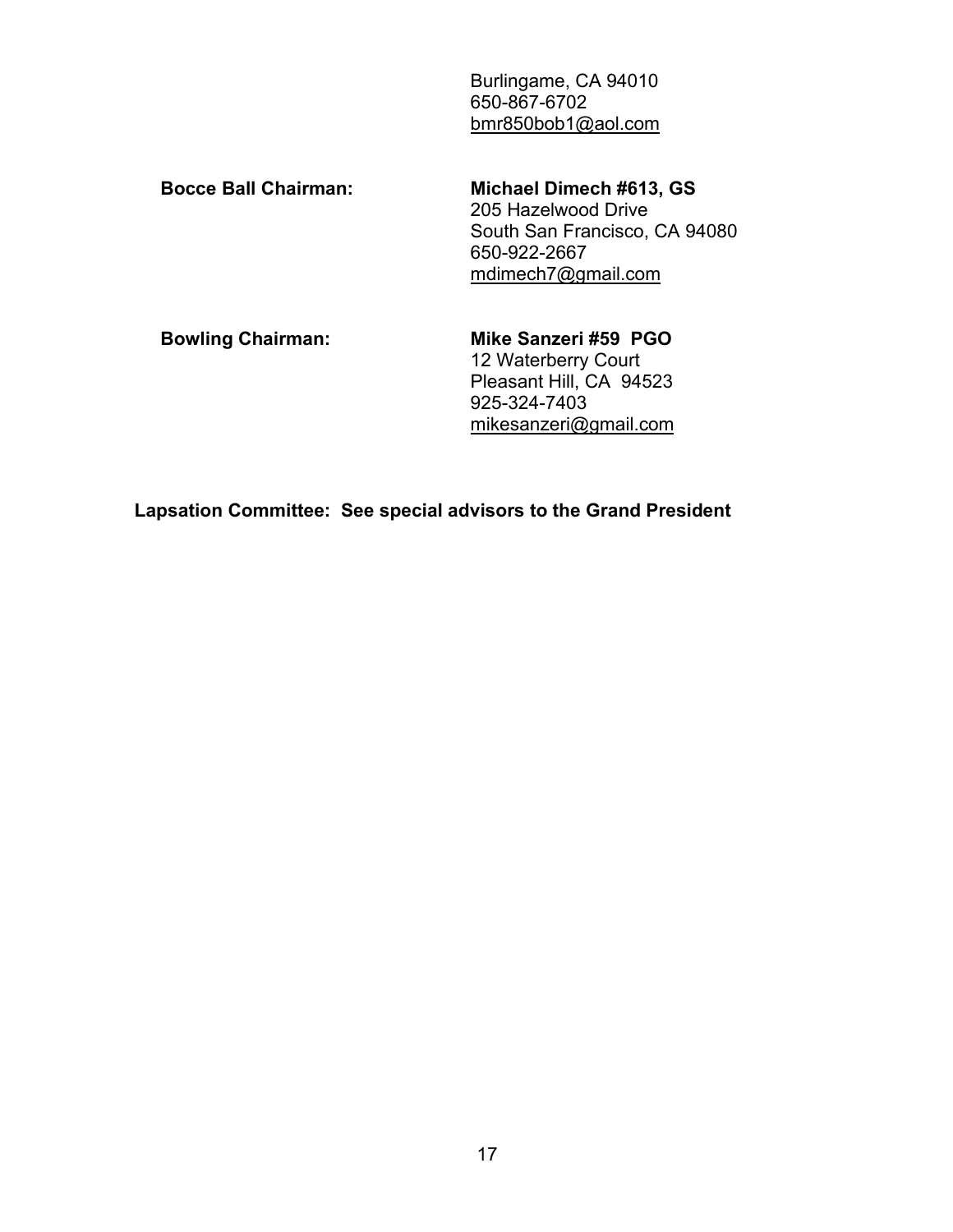Burlingame, CA 94010
650-867-6702
bmr850bob1@aol.com

**Bocce Ball Chairman:**

**Michael Dimech #613, GS**
205 Hazelwood Drive
South San Francisco, CA 94080
650-922-2667
mdimech7@gmail.com

**Bowling Chairman:**

**Mike Sanzeri #59 PGO**
12 Waterberry Court
Pleasant Hill, CA 94523
925-324-7403
mikesanzeri@gmail.com

**Lapsation Committee: See special advisors to the Grand President**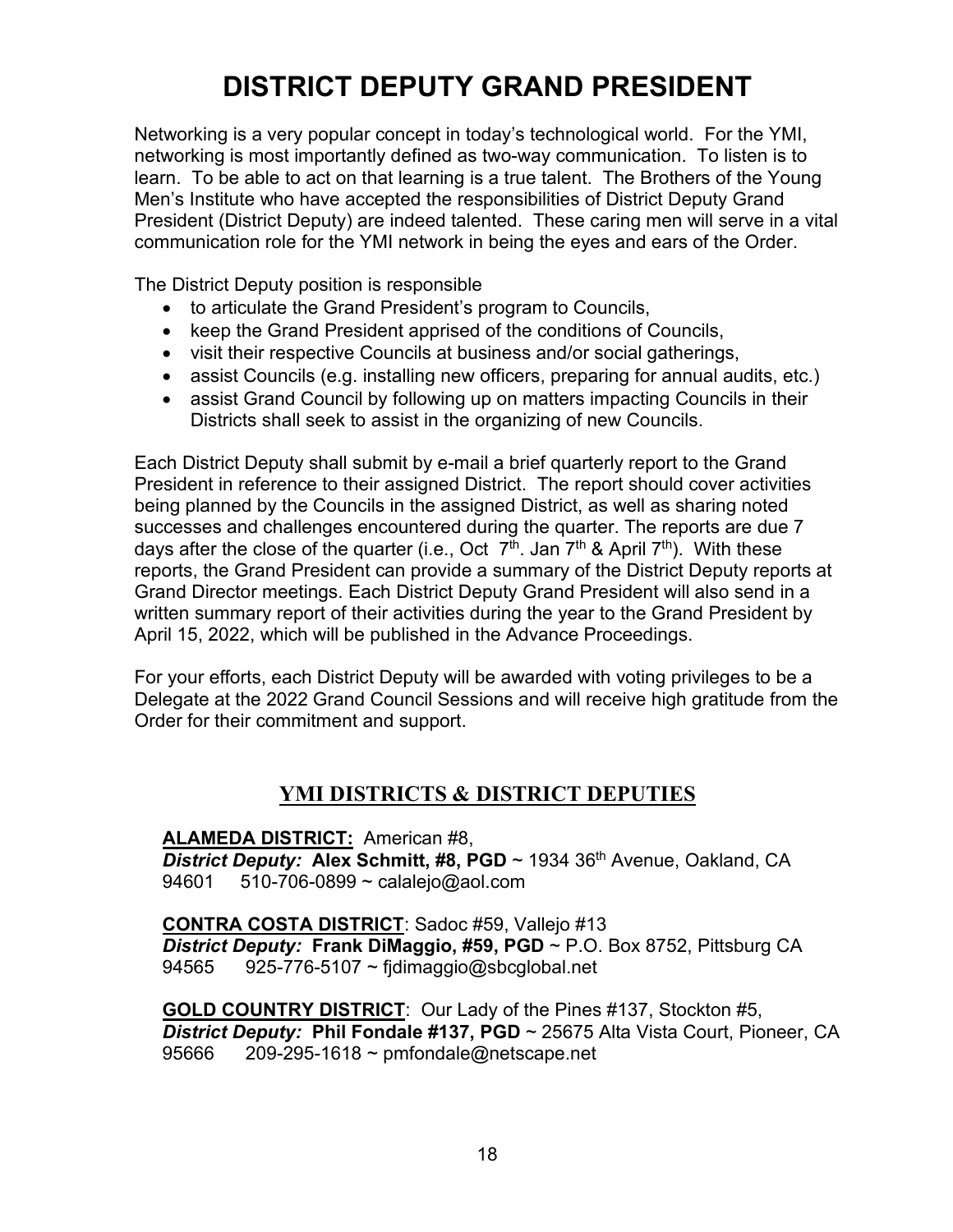# DISTRICT DEPUTY GRAND PRESIDENT

Networking is a very popular concept in today's technological world. For the YMI, networking is most importantly defined as two-way communication. To listen is to learn. To be able to act on that learning is a true talent. The Brothers of the Young Men's Institute who have accepted the responsibilities of District Deputy Grand President (District Deputy) are indeed talented. These caring men will serve in a vital communication role for the YMI network in being the eyes and ears of the Order.

The District Deputy position is responsible

- to articulate the Grand President's program to Councils,
- keep the Grand President apprised of the conditions of Councils,
- visit their respective Councils at business and/or social gatherings,
- assist Councils (e.g. installing new officers, preparing for annual audits, etc.)
- assist Grand Council by following up on matters impacting Councils in their Districts shall seek to assist in the organizing of new Councils.

Each District Deputy shall submit by e-mail a brief quarterly report to the Grand President in reference to their assigned District. The report should cover activities being planned by the Councils in the assigned District, as well as sharing noted successes and challenges encountered during the quarter. The reports are due 7 days after the close of the quarter (i.e., Oct 7th. Jan 7th & April 7th). With these reports, the Grand President can provide a summary of the District Deputy reports at Grand Director meetings. Each District Deputy Grand President will also send in a written summary report of their activities during the year to the Grand President by April 15, 2022, which will be published in the Advance Proceedings.

For your efforts, each District Deputy will be awarded with voting privileges to be a Delegate at the 2022 Grand Council Sessions and will receive high gratitude from the Order for their commitment and support.

## YMI DISTRICTS & DISTRICT DEPUTIES

**ALAMEDA DISTRICT:** American #8,
***District Deputy:*** **Alex Schmitt, #8, PGD** ~ 1934 36th Avenue, Oakland, CA 94601 510-706-0899 ~ calalejo@aol.com

**CONTRA COSTA DISTRICT**: Sadoc #59, Vallejo #13
***District Deputy:*** **Frank DiMaggio, #59, PGD** ~ P.O. Box 8752, Pittsburg CA 94565 925-776-5107 ~ fjdimaggio@sbcglobal.net

**GOLD COUNTRY DISTRICT**: Our Lady of the Pines #137, Stockton #5,
***District Deputy:*** **Phil Fondale #137, PGD** ~ 25675 Alta Vista Court, Pioneer, CA 95666 209-295-1618 ~ pmfondale@netscape.net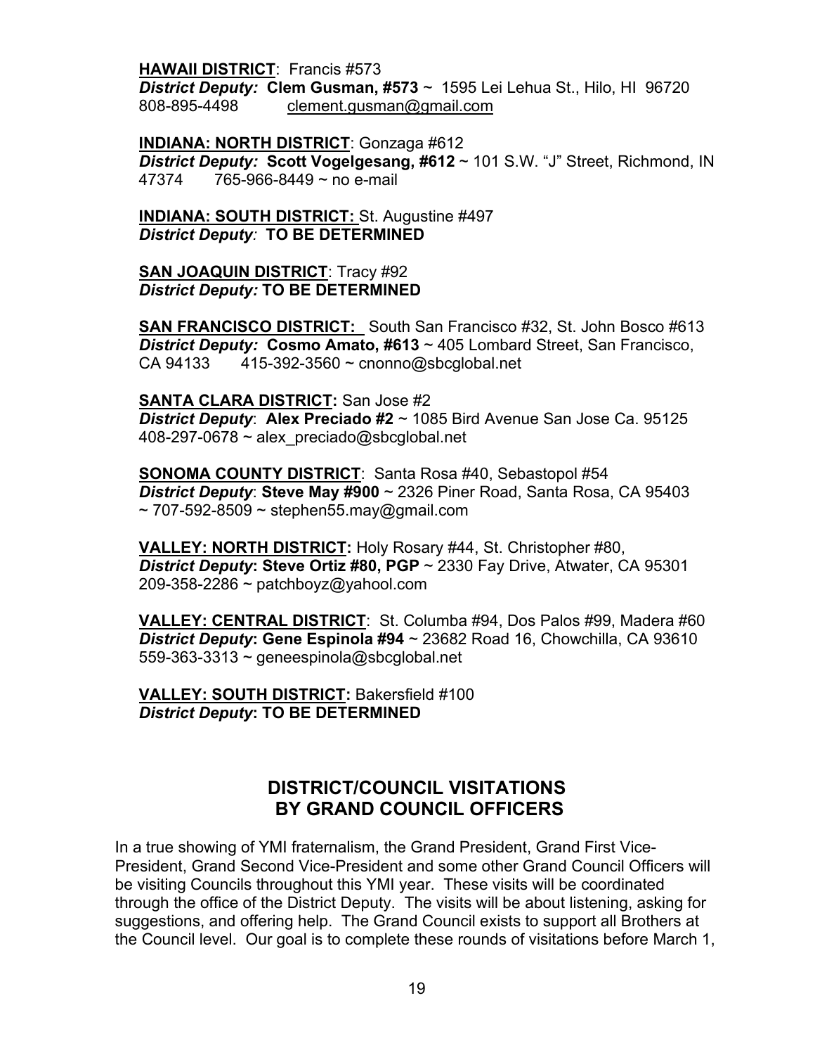**HAWAII DISTRICT**: Francis #573
***District Deputy:*** **Clem Gusman, #573** ~ 1595 Lei Lehua St., Hilo, HI 96720
808-895-4498 clement.gusman@gmail.com

**INDIANA: NORTH DISTRICT**: Gonzaga #612
***District Deputy:*** **Scott Vogelgesang, #612** ~ 101 S.W. "J" Street, Richmond, IN 47374 765-966-8449 ~ no e-mail

**INDIANA: SOUTH DISTRICT:** St. Augustine #497
***District Deputy:*** **TO BE DETERMINED**

**SAN JOAQUIN DISTRICT**: Tracy #92
***District Deputy:*** **TO BE DETERMINED**

**SAN FRANCISCO DISTRICT:** South San Francisco #32, St. John Bosco #613
***District Deputy:*** **Cosmo Amato, #613** ~ 405 Lombard Street, San Francisco, CA 94133 415-392-3560 ~ cnonno@sbcglobal.net

**SANTA CLARA DISTRICT:** San Jose #2
***District Deputy***: **Alex Preciado #2** ~ 1085 Bird Avenue San Jose Ca. 95125
408-297-0678 ~ alex_preciado@sbcglobal.net

**SONOMA COUNTY DISTRICT**: Santa Rosa #40, Sebastopol #54
***District Deputy***: **Steve May #900** ~ 2326 Piner Road, Santa Rosa, CA 95403 ~ 707-592-8509 ~ stephen55.may@gmail.com

**VALLEY: NORTH DISTRICT:** Holy Rosary #44, St. Christopher #80,
***District Deputy*****: Steve Ortiz #80, PGP** ~ 2330 Fay Drive, Atwater, CA 95301
209-358-2286 ~ patchboyz@yahool.com

**VALLEY: CENTRAL DISTRICT**: St. Columba #94, Dos Palos #99, Madera #60
***District Deputy*****: Gene Espinola #94** ~ 23682 Road 16, Chowchilla, CA 93610
559-363-3313 ~ geneespinola@sbcglobal.net

**VALLEY: SOUTH DISTRICT:** Bakersfield #100
***District Deputy*****: TO BE DETERMINED**

## DISTRICT/COUNCIL VISITATIONS BY GRAND COUNCIL OFFICERS

In a true showing of YMI fraternalism, the Grand President, Grand First Vice-President, Grand Second Vice-President and some other Grand Council Officers will be visiting Councils throughout this YMI year. These visits will be coordinated through the office of the District Deputy. The visits will be about listening, asking for suggestions, and offering help. The Grand Council exists to support all Brothers at the Council level. Our goal is to complete these rounds of visitations before March 1,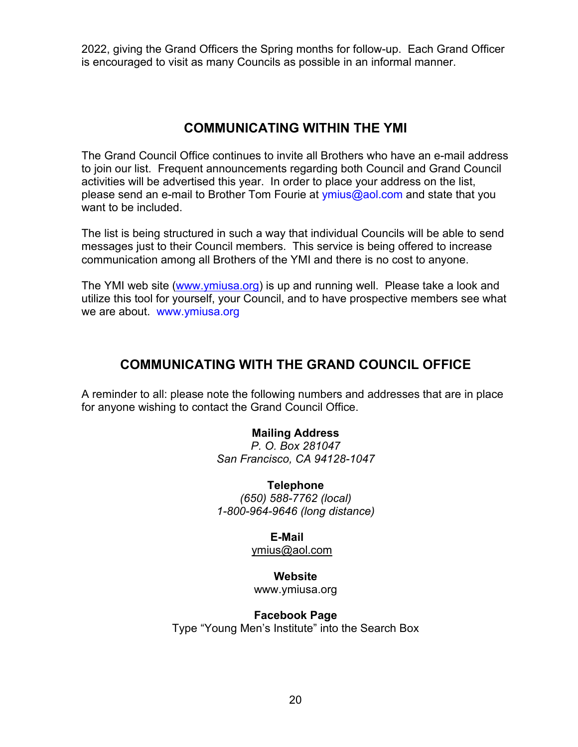2022, giving the Grand Officers the Spring months for follow-up. Each Grand Officer is encouraged to visit as many Councils as possible in an informal manner.

## COMMUNICATING WITHIN THE YMI

The Grand Council Office continues to invite all Brothers who have an e-mail address to join our list. Frequent announcements regarding both Council and Grand Council activities will be advertised this year. In order to place your address on the list, please send an e-mail to Brother Tom Fourie at ymius@aol.com and state that you want to be included.

The list is being structured in such a way that individual Councils will be able to send messages just to their Council members. This service is being offered to increase communication among all Brothers of the YMI and there is no cost to anyone.

The YMI web site (www.ymiusa.org) is up and running well. Please take a look and utilize this tool for yourself, your Council, and to have prospective members see what we are about. www.ymiusa.org

## COMMUNICATING WITH THE GRAND COUNCIL OFFICE

A reminder to all: please note the following numbers and addresses that are in place for anyone wishing to contact the Grand Council Office.

**Mailing Address**
*P. O. Box 281047*
*San Francisco, CA 94128-1047*

**Telephone**
*(650) 588-7762 (local)*
*1-800-964-9646 (long distance)*

**E-Mail**
ymius@aol.com

**Website**
www.ymiusa.org

**Facebook Page**
Type "Young Men's Institute" into the Search Box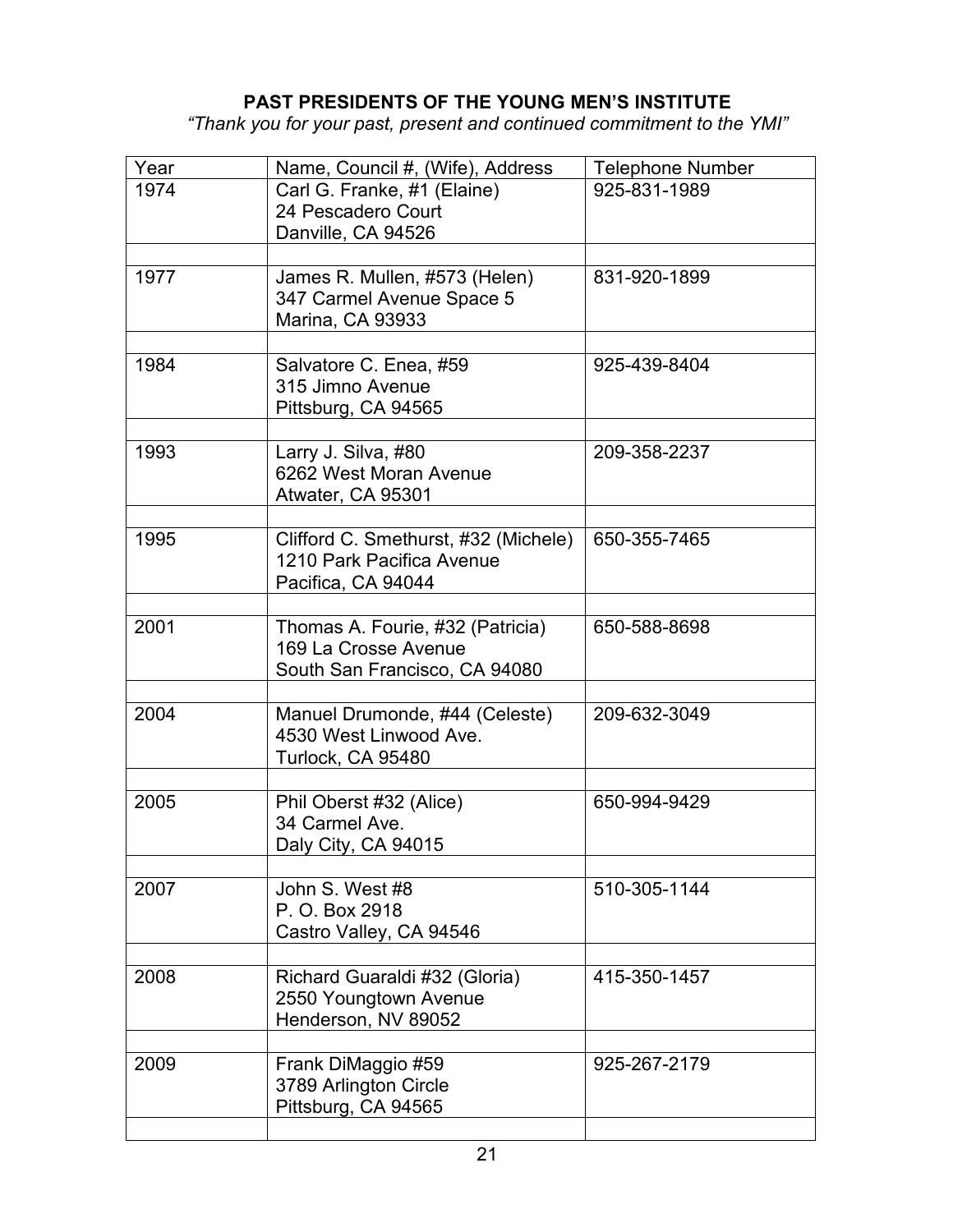## PAST PRESIDENTS OF THE YOUNG MEN'S INSTITUTE

*"Thank you for your past, present and continued commitment to the YMI"*

| Year | Name, Council #, (Wife), Address | Telephone Number |
|---|---|---|
| 1974 | Carl G. Franke, #1 (Elaine)<br>24 Pescadero Court<br>Danville, CA 94526 | 925-831-1989 |
| | | |
| 1977 | James R. Mullen, #573 (Helen)<br>347 Carmel Avenue Space 5<br>Marina, CA 93933 | 831-920-1899 |
| | | |
| 1984 | Salvatore C. Enea, #59<br>315 Jimno Avenue<br>Pittsburg, CA 94565 | 925-439-8404 |
| | | |
| 1993 | Larry J. Silva, #80<br>6262 West Moran Avenue<br>Atwater, CA 95301 | 209-358-2237 |
| | | |
| 1995 | Clifford C. Smethurst, #32 (Michele)<br>1210 Park Pacifica Avenue<br>Pacifica, CA 94044 | 650-355-7465 |
| | | |
| 2001 | Thomas A. Fourie, #32 (Patricia)<br>169 La Crosse Avenue<br>South San Francisco, CA 94080 | 650-588-8698 |
| | | |
| 2004 | Manuel Drumonde, #44 (Celeste)<br>4530 West Linwood Ave.<br>Turlock, CA 95480 | 209-632-3049 |
| | | |
| 2005 | Phil Oberst #32 (Alice)<br>34 Carmel Ave.<br>Daly City, CA 94015 | 650-994-9429 |
| | | |
| 2007 | John S. West #8<br>P. O. Box 2918<br>Castro Valley, CA 94546 | 510-305-1144 |
| | | |
| 2008 | Richard Guaraldi #32 (Gloria)<br>2550 Youngtown Avenue<br>Henderson, NV 89052 | 415-350-1457 |
| | | |
| 2009 | Frank DiMaggio #59<br>3789 Arlington Circle<br>Pittsburg, CA 94565 | 925-267-2179 |
| | | |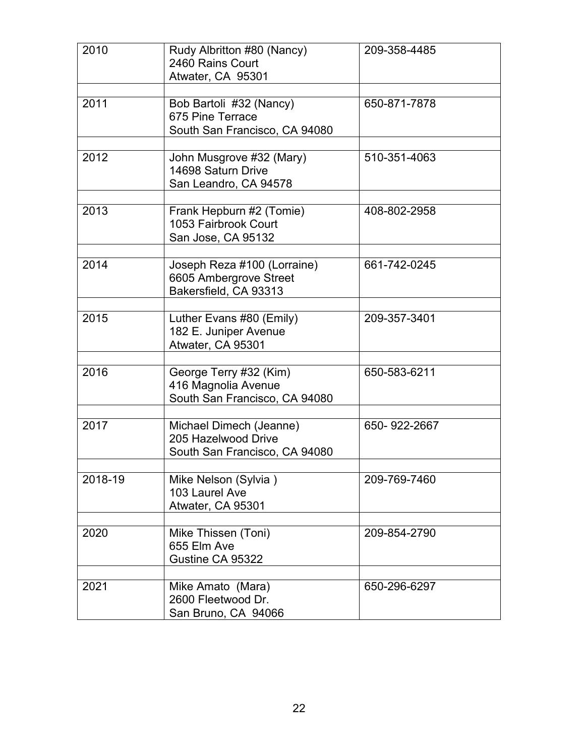| | | |
|---|---|---|
| 2010 | Rudy Albritton #80 (Nancy)<br>2460 Rains Court<br>Atwater, CA  95301 | 209-358-4485 |
| | | |
| 2011 | Bob Bartoli  #32 (Nancy)<br>675 Pine Terrace<br>South San Francisco, CA 94080 | 650-871-7878 |
| | | |
| 2012 | John Musgrove #32 (Mary)<br>14698 Saturn Drive<br>San Leandro, CA 94578 | 510-351-4063 |
| | | |
| 2013 | Frank Hepburn #2 (Tomie)<br>1053 Fairbrook Court<br>San Jose, CA 95132 | 408-802-2958 |
| | | |
| 2014 | Joseph Reza #100 (Lorraine)<br>6605 Ambergrove Street<br>Bakersfield, CA 93313 | 661-742-0245 |
| | | |
| 2015 | Luther Evans #80 (Emily)<br>182 E. Juniper Avenue<br>Atwater, CA 95301 | 209-357-3401 |
| | | |
| 2016 | George Terry #32 (Kim)<br>416 Magnolia Avenue<br>South San Francisco, CA 94080 | 650-583-6211 |
| | | |
| 2017 | Michael Dimech (Jeanne)<br>205 Hazelwood Drive<br>South San Francisco, CA 94080 | 650- 922-2667 |
| | | |
| 2018-19 | Mike Nelson (Sylvia )<br>103 Laurel Ave<br>Atwater, CA 95301 | 209-769-7460 |
| | | |
| 2020 | Mike Thissen (Toni)<br>655 Elm Ave<br>Gustine CA 95322 | 209-854-2790 |
| | | |
| 2021 | Mike Amato  (Mara)<br>2600 Fleetwood Dr.<br>San Bruno, CA  94066 | 650-296-6297 |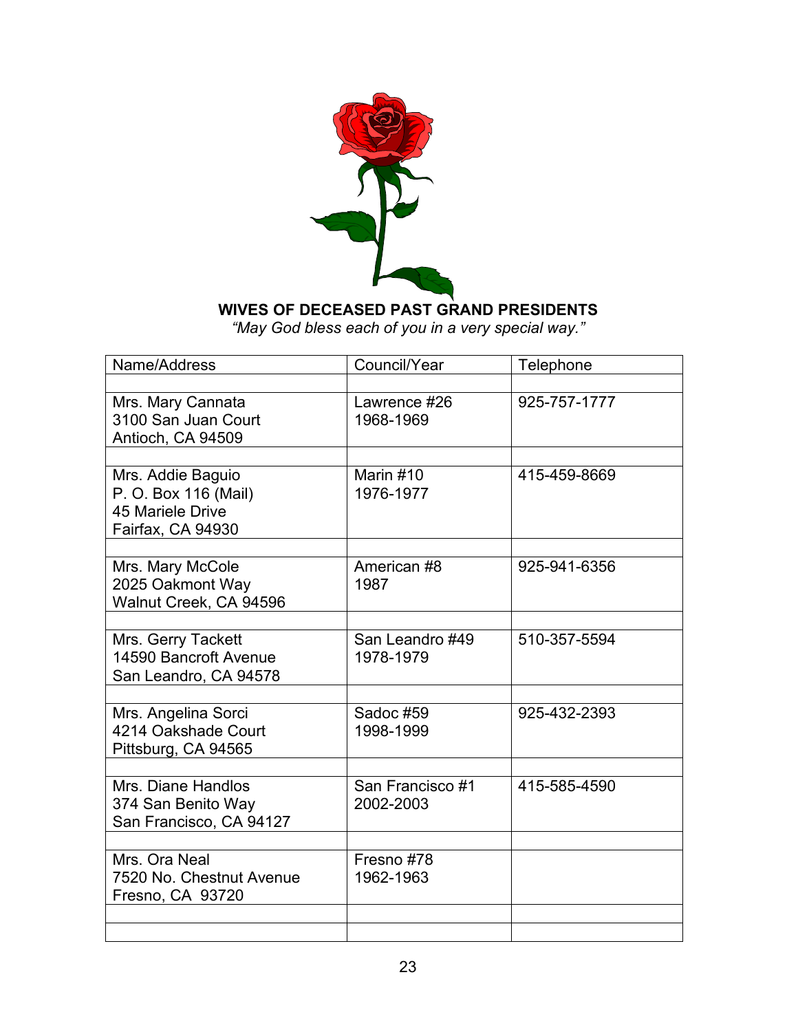**WIVES OF DECEASED PAST GRAND PRESIDENTS**

*"May God bless each of you in a very special way."*

| Name/Address | Council/Year | Telephone |
|---|---|---|
| | | |
| Mrs. Mary Cannata<br>3100 San Juan Court<br>Antioch, CA 94509 | Lawrence #26<br>1968-1969 | 925-757-1777 |
| | | |
| Mrs. Addie Baguio<br>P. O. Box 116 (Mail)<br>45 Mariele Drive<br>Fairfax, CA 94930 | Marin #10<br>1976-1977 | 415-459-8669 |
| | | |
| Mrs. Mary McCole<br>2025 Oakmont Way<br>Walnut Creek, CA 94596 | American #8<br>1987 | 925-941-6356 |
| | | |
| Mrs. Gerry Tackett<br>14590 Bancroft Avenue<br>San Leandro, CA 94578 | San Leandro #49<br>1978-1979 | 510-357-5594 |
| | | |
| Mrs. Angelina Sorci<br>4214 Oakshade Court<br>Pittsburg, CA 94565 | Sadoc #59<br>1998-1999 | 925-432-2393 |
| | | |
| Mrs. Diane Handlos<br>374 San Benito Way<br>San Francisco, CA 94127 | San Francisco #1<br>2002-2003 | 415-585-4590 |
| | | |
| Mrs. Ora Neal<br>7520 No. Chestnut Avenue<br>Fresno, CA 93720 | Fresno #78<br>1962-1963 | |
| | | |
| | | |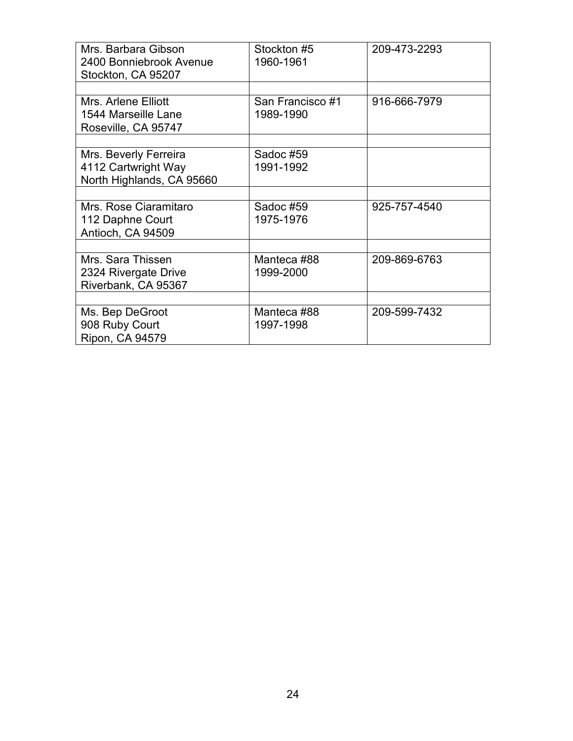| | | |
|---|---|---|
| Mrs. Barbara Gibson<br>2400 Bonniebrook Avenue<br>Stockton, CA 95207 | Stockton #5<br>1960-1961 | 209-473-2293 |
| | | |
| Mrs. Arlene Elliott<br>1544 Marseille Lane<br>Roseville, CA 95747 | San Francisco #1<br>1989-1990 | 916-666-7979 |
| | | |
| Mrs. Beverly Ferreira<br>4112 Cartwright Way<br>North Highlands, CA 95660 | Sadoc #59<br>1991-1992 | |
| | | |
| Mrs. Rose Ciaramitaro<br>112 Daphne Court<br>Antioch, CA 94509 | Sadoc #59<br>1975-1976 | 925-757-4540 |
| | | |
| Mrs. Sara Thissen<br>2324 Rivergate Drive<br>Riverbank, CA 95367 | Manteca #88<br>1999-2000 | 209-869-6763 |
| | | |
| Ms. Bep DeGroot<br>908 Ruby Court<br>Ripon, CA 94579 | Manteca #88<br>1997-1998 | 209-599-7432 |